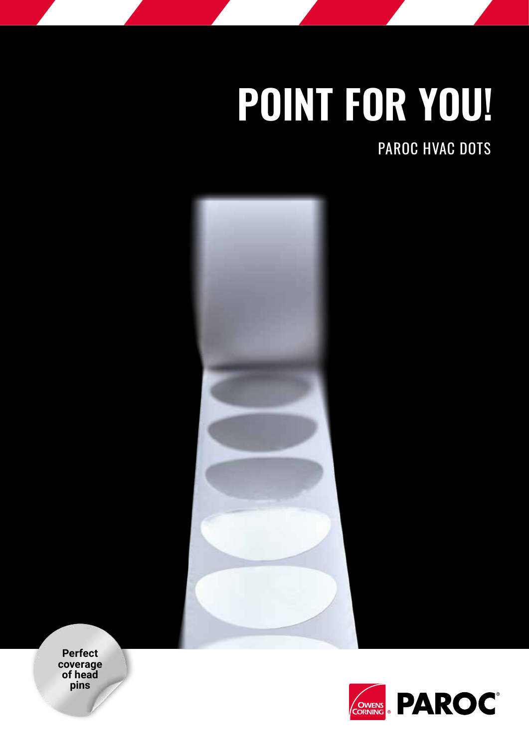# POINT FOR YOU!

## PAROC HVAC DOTS

**Perfect coverage of head pins**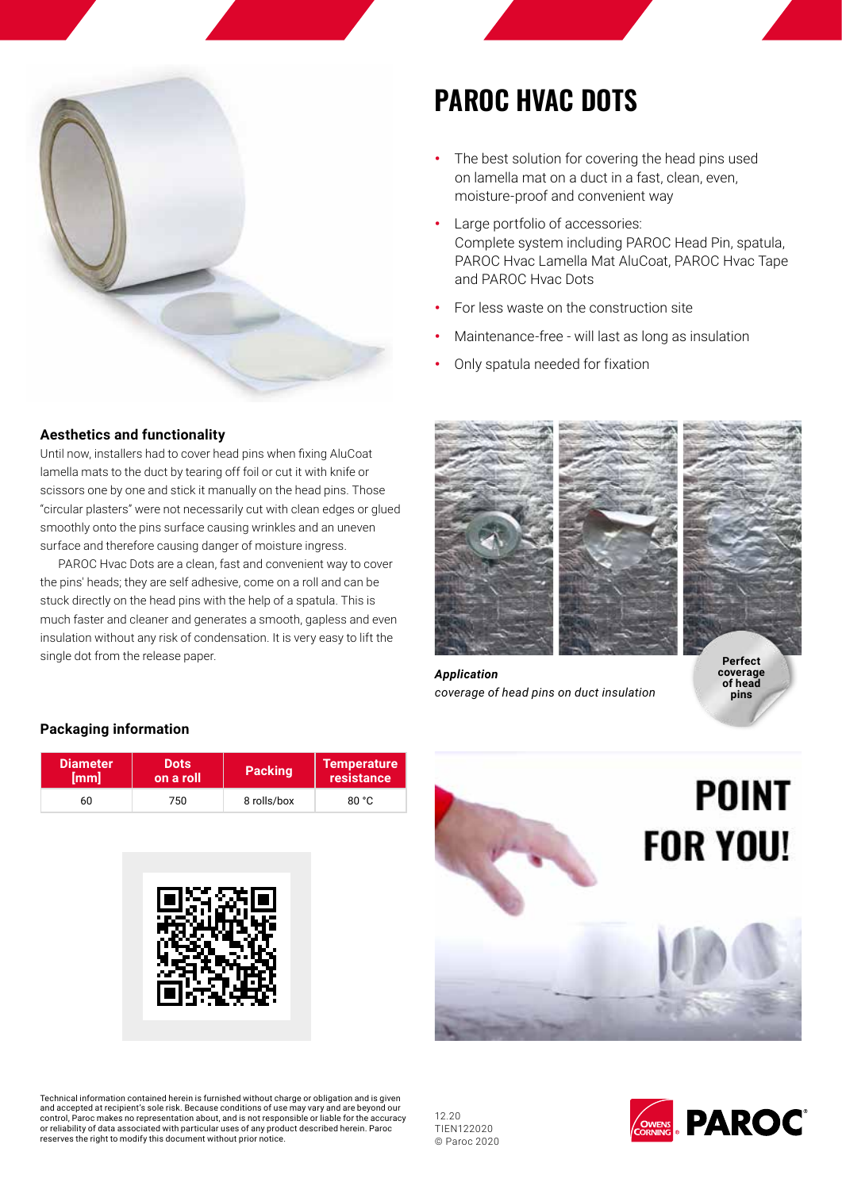# PAROC HVAC DOTS

- The best solution for covering the head pins used on lamella mat on a duct in a fast, clean, even, moisture-proof and convenient way
- Large portfolio of accessories:
  Complete system including PAROC Head Pin, spatula, PAROC Hvac Lamella Mat AluCoat, PAROC Hvac Tape and PAROC Hvac Dots
- For less waste on the construction site
- Maintenance-free - will last as long as insulation
- Only spatula needed for fixation

### Aesthetics and functionality

Until now, installers had to cover head pins when fixing AluCoat lamella mats to the duct by tearing off foil or cut it with knife or scissors one by one and stick it manually on the head pins. Those "circular plasters" were not necessarily cut with clean edges or glued smoothly onto the pins surface causing wrinkles and an uneven surface and therefore causing danger of moisture ingress.

PAROC Hvac Dots are a clean, fast and convenient way to cover the pins' heads; they are self adhesive, come on a roll and can be stuck directly on the head pins with the help of a spatula. This is much faster and cleaner and generates a smooth, gapless and even insulation without any risk of condensation. It is very easy to lift the single dot from the release paper.

***Application***
*coverage of head pins on duct insulation*

Perfect coverage of head pins

### Packaging information

| Diameter [mm] | Dots on a roll | Packing | Temperature resistance |
|---|---|---|---|
| 60 | 750 | 8 rolls/box | 80 °C |

POINT FOR YOU!

Technical information contained herein is furnished without charge or obligation and is given and accepted at recipient's sole risk. Because conditions of use may vary and are beyond our control, Paroc makes no representation about, and is not responsible or liable for the accuracy or reliability of data associated with particular uses of any product described herein. Paroc reserves the right to modify this document without prior notice.

12.20
TIEN122020
© Paroc 2020